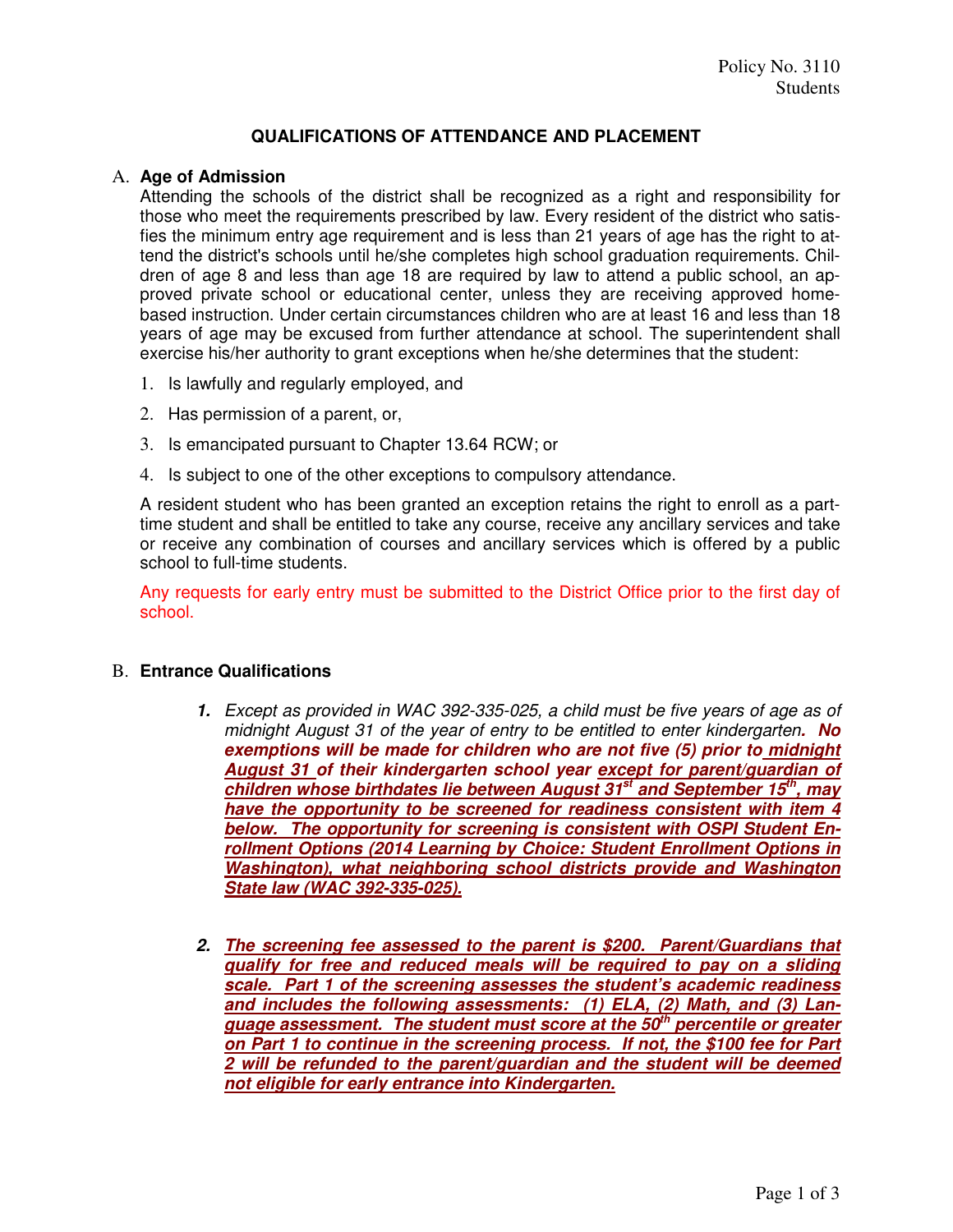Policy No. 3110
Students

# QUALIFICATIONS OF ATTENDANCE AND PLACEMENT

## A. Age of Admission

Attending the schools of the district shall be recognized as a right and responsibility for those who meet the requirements prescribed by law. Every resident of the district who satisfies the minimum entry age requirement and is less than 21 years of age has the right to attend the district's schools until he/she completes high school graduation requirements. Children of age 8 and less than age 18 are required by law to attend a public school, an approved private school or educational center, unless they are receiving approved home-based instruction. Under certain circumstances children who are at least 16 and less than 18 years of age may be excused from further attendance at school. The superintendent shall exercise his/her authority to grant exceptions when he/she determines that the student:

1. Is lawfully and regularly employed, and
2. Has permission of a parent, or,
3. Is emancipated pursuant to Chapter 13.64 RCW; or
4. Is subject to one of the other exceptions to compulsory attendance.

A resident student who has been granted an exception retains the right to enroll as a part-time student and shall be entitled to take any course, receive any ancillary services and take or receive any combination of courses and ancillary services which is offered by a public school to full-time students.

Any requests for early entry must be submitted to the District Office prior to the first day of school.

## B. Entrance Qualifications

1. *Except as provided in WAC 392-335-025, a child must be five years of age as of midnight August 31 of the year of entry to be entitled to enter kindergarten.* ***No exemptions will be made for children who are not five (5) prior to midnight August 31 of their kindergarten school year except for parent/guardian of children whose birthdates lie between August 31st and September 15th, may have the opportunity to be screened for readiness consistent with item 4 below. The opportunity for screening is consistent with OSPI Student Enrollment Options (2014 Learning by Choice: Student Enrollment Options in Washington), what neighboring school districts provide and Washington State law (WAC 392-335-025).***

2. ***The screening fee assessed to the parent is $200. Parent/Guardians that qualify for free and reduced meals will be required to pay on a sliding scale. Part 1 of the screening assesses the student's academic readiness and includes the following assessments: (1) ELA, (2) Math, and (3) Language assessment. The student must score at the 50th percentile or greater on Part 1 to continue in the screening process. If not, the $100 fee for Part 2 will be refunded to the parent/guardian and the student will be deemed not eligible for early entrance into Kindergarten.***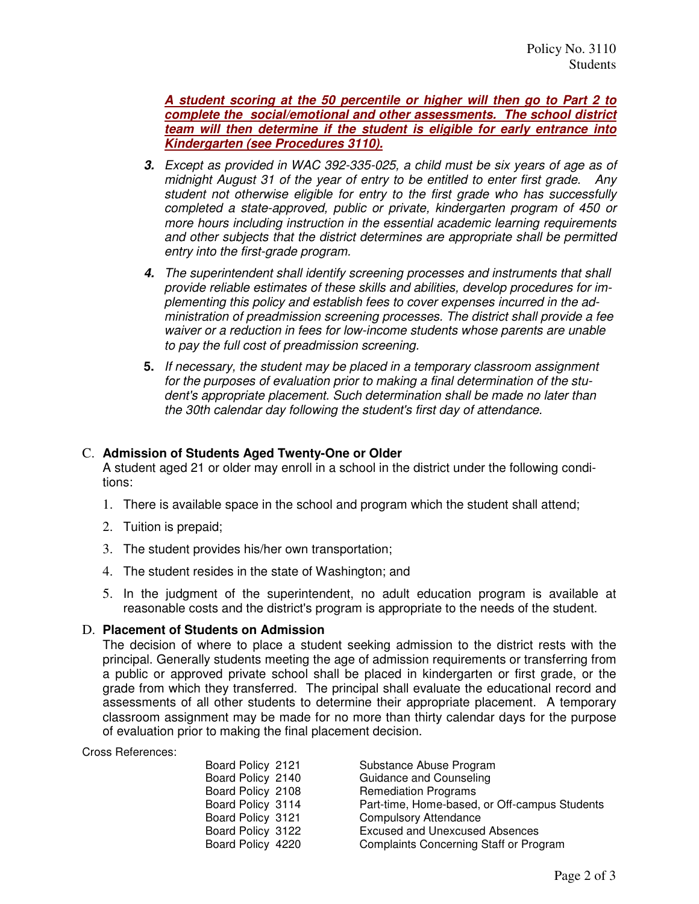***A student scoring at the 50 percentile or higher will then go to Part 2 to complete the social/emotional and other assessments. The school district team will then determine if the student is eligible for early entrance into Kindergarten (see Procedures 3110).***

**3.** *Except as provided in WAC 392-335-025, a child must be six years of age as of midnight August 31 of the year of entry to be entitled to enter first grade. Any student not otherwise eligible for entry to the first grade who has successfully completed a state-approved, public or private, kindergarten program of 450 or more hours including instruction in the essential academic learning requirements and other subjects that the district determines are appropriate shall be permitted entry into the first-grade program.*

**4.** *The superintendent shall identify screening processes and instruments that shall provide reliable estimates of these skills and abilities, develop procedures for implementing this policy and establish fees to cover expenses incurred in the administration of preadmission screening processes. The district shall provide a fee waiver or a reduction in fees for low-income students whose parents are unable to pay the full cost of preadmission screening.*

**5.** *If necessary, the student may be placed in a temporary classroom assignment for the purposes of evaluation prior to making a final determination of the student's appropriate placement. Such determination shall be made no later than the 30th calendar day following the student's first day of attendance.*

## C. Admission of Students Aged Twenty-One or Older

A student aged 21 or older may enroll in a school in the district under the following conditions:

1. There is available space in the school and program which the student shall attend;
2. Tuition is prepaid;
3. The student provides his/her own transportation;
4. The student resides in the state of Washington; and
5. In the judgment of the superintendent, no adult education program is available at reasonable costs and the district's program is appropriate to the needs of the student.

## D. Placement of Students on Admission

The decision of where to place a student seeking admission to the district rests with the principal. Generally students meeting the age of admission requirements or transferring from a public or approved private school shall be placed in kindergarten or first grade, or the grade from which they transferred. The principal shall evaluate the educational record and assessments of all other students to determine their appropriate placement. A temporary classroom assignment may be made for no more than thirty calendar days for the purpose of evaluation prior to making the final placement decision.

Cross References:

| | |
|---|---|
| Board Policy 2121 | Substance Abuse Program |
| Board Policy 2140 | Guidance and Counseling |
| Board Policy 2108 | Remediation Programs |
| Board Policy 3114 | Part-time, Home-based, or Off-campus Students |
| Board Policy 3121 | Compulsory Attendance |
| Board Policy 3122 | Excused and Unexcused Absences |
| Board Policy 4220 | Complaints Concerning Staff or Program |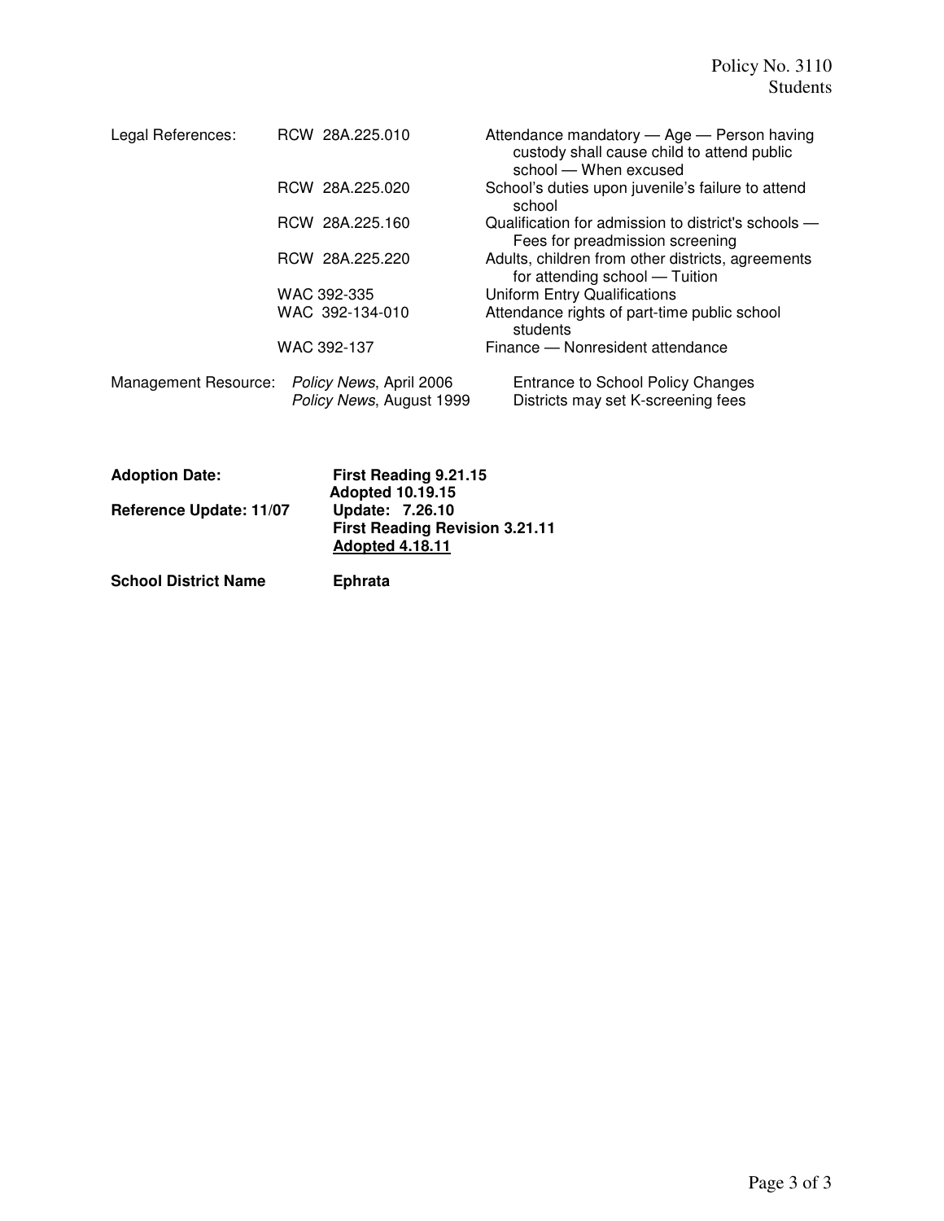| | | |
|---|---|---|
| Legal References: | RCW 28A.225.010 | Attendance mandatory — Age — Person having custody shall cause child to attend public school — When excused |
| | RCW 28A.225.020 | School's duties upon juvenile's failure to attend school |
| | RCW 28A.225.160 | Qualification for admission to district's schools — Fees for preadmission screening |
| | RCW 28A.225.220 | Adults, children from other districts, agreements for attending school — Tuition |
| | WAC 392-335 | Uniform Entry Qualifications |
| | WAC 392-134-010 | Attendance rights of part-time public school students |
| | WAC 392-137 | Finance — Nonresident attendance |
| Management Resource: | *Policy News*, April 2006 | Entrance to School Policy Changes |
| | *Policy News*, August 1999 | Districts may set K-screening fees |

**Adoption Date:** **First Reading 9.21.15**
**Adopted 10.19.15**
**Reference Update: 11/07** **Update: 7.26.10**
**First Reading Revision 3.21.11**
**Adopted 4.18.11**

**School District Name** **Ephrata**